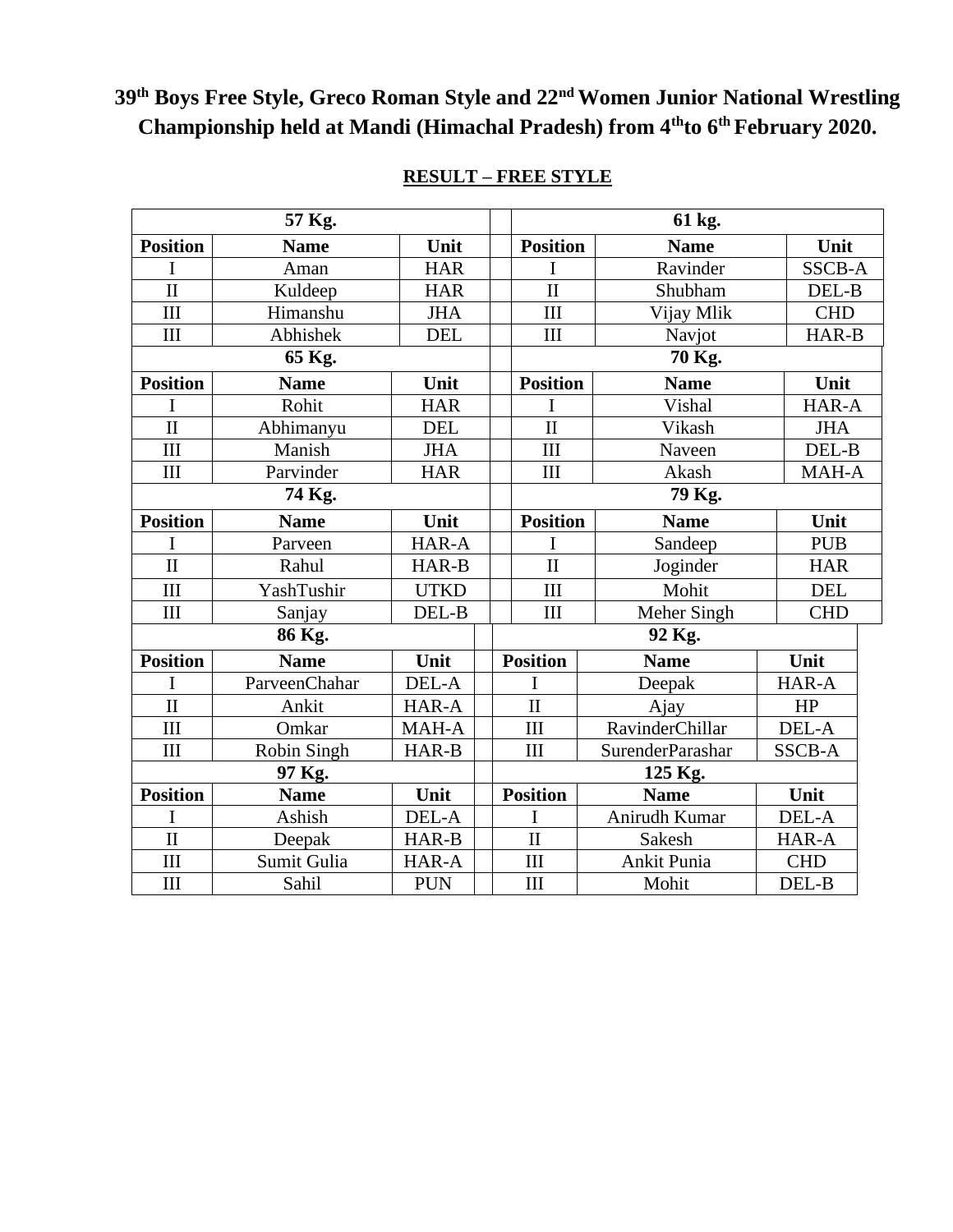# 39th Boys Free Style, Greco Roman Style and 22nd Women Junior National Wrestling Championship held at Mandi (Himachal Pradesh) from 4th to 6th February 2020.

## RESULT – FREE STYLE

| 57 Kg. | | | | 61 kg. | | |
|---|---|---|---|---|---|---|
| **Position** | **Name** | **Unit** | | **Position** | **Name** | **Unit** |
| I | Aman | HAR | | I | Ravinder | SSCB-A |
| II | Kuldeep | HAR | | II | Shubham | DEL-B |
| III | Himanshu | JHA | | III | Vijay Mlik | CHD |
| III | Abhishek | DEL | | III | Navjot | HAR-B |
| **65 Kg.** | | | | **70 Kg.** | | |
| **Position** | **Name** | **Unit** | | **Position** | **Name** | **Unit** |
| I | Rohit | HAR | | I | Vishal | HAR-A |
| II | Abhimanyu | DEL | | II | Vikash | JHA |
| III | Manish | JHA | | III | Naveen | DEL-B |
| III | Parvinder | HAR | | III | Akash | MAH-A |
| **74 Kg.** | | | | **79 Kg.** | | |
| **Position** | **Name** | **Unit** | | **Position** | **Name** | **Unit** |
| I | Parveen | HAR-A | | I | Sandeep | PUB |
| II | Rahul | HAR-B | | II | Joginder | HAR |
| III | YashTushir | UTKD | | III | Mohit | DEL |
| III | Sanjay | DEL-B | | III | Meher Singh | CHD |
| **86 Kg.** | | | | **92 Kg.** | | |
| **Position** | **Name** | **Unit** | | **Position** | **Name** | **Unit** |
| I | ParveenChahar | DEL-A | | I | Deepak | HAR-A |
| II | Ankit | HAR-A | | II | Ajay | HP |
| III | Omkar | MAH-A | | III | RavinderChillar | DEL-A |
| III | Robin Singh | HAR-B | | III | SurenderParashar | SSCB-A |
| **97 Kg.** | | | | **125 Kg.** | | |
| **Position** | **Name** | **Unit** | | **Position** | **Name** | **Unit** |
| I | Ashish | DEL-A | | I | Anirudh Kumar | DEL-A |
| II | Deepak | HAR-B | | II | Sakesh | HAR-A |
| III | Sumit Gulia | HAR-A | | III | Ankit Punia | CHD |
| III | Sahil | PUN | | III | Mohit | DEL-B |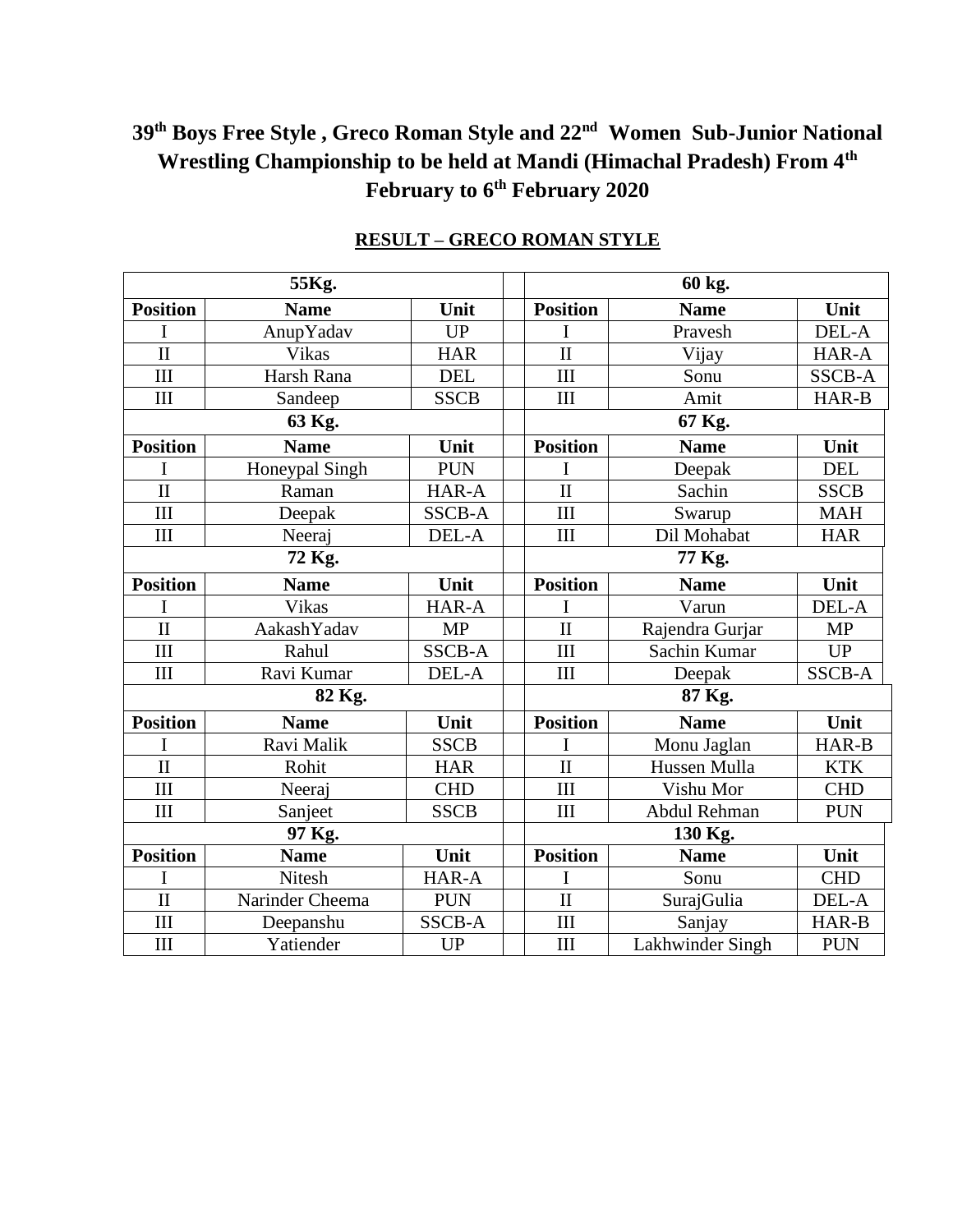# 39th Boys Free Style , Greco Roman Style and 22nd Women Sub-Junior National Wrestling Championship to be held at Mandi (Himachal Pradesh) From 4th February to 6th February 2020

## RESULT – GRECO ROMAN STYLE

| 55Kg. | | | | 60 kg. | | |
|---|---|---|---|---|---|---|
| **Position** | **Name** | **Unit** | | **Position** | **Name** | **Unit** |
| I | AnupYadav | UP | | I | Pravesh | DEL-A |
| II | Vikas | HAR | | II | Vijay | HAR-A |
| III | Harsh Rana | DEL | | III | Sonu | SSCB-A |
| III | Sandeep | SSCB | | III | Amit | HAR-B |
| **63 Kg.** | | | | **67 Kg.** | | |
| **Position** | **Name** | **Unit** | | **Position** | **Name** | **Unit** |
| I | Honeypal Singh | PUN | | I | Deepak | DEL |
| II | Raman | HAR-A | | II | Sachin | SSCB |
| III | Deepak | SSCB-A | | III | Swarup | MAH |
| III | Neeraj | DEL-A | | III | Dil Mohabat | HAR |
| **72 Kg.** | | | | **77 Kg.** | | |
| **Position** | **Name** | **Unit** | | **Position** | **Name** | **Unit** |
| I | Vikas | HAR-A | | I | Varun | DEL-A |
| II | AakashYadav | MP | | II | Rajendra Gurjar | MP |
| III | Rahul | SSCB-A | | III | Sachin Kumar | UP |
| III | Ravi Kumar | DEL-A | | III | Deepak | SSCB-A |
| **82 Kg.** | | | | **87 Kg.** | | |
| **Position** | **Name** | **Unit** | | **Position** | **Name** | **Unit** |
| I | Ravi Malik | SSCB | | I | Monu Jaglan | HAR-B |
| II | Rohit | HAR | | II | Hussen Mulla | KTK |
| III | Neeraj | CHD | | III | Vishu Mor | CHD |
| III | Sanjeet | SSCB | | III | Abdul Rehman | PUN |
| **97 Kg.** | | | | **130 Kg.** | | |
| **Position** | **Name** | **Unit** | | **Position** | **Name** | **Unit** |
| I | Nitesh | HAR-A | | I | Sonu | CHD |
| II | Narinder Cheema | PUN | | II | SurajGulia | DEL-A |
| III | Deepanshu | SSCB-A | | III | Sanjay | HAR-B |
| III | Yatiender | UP | | III | Lakhwinder Singh | PUN |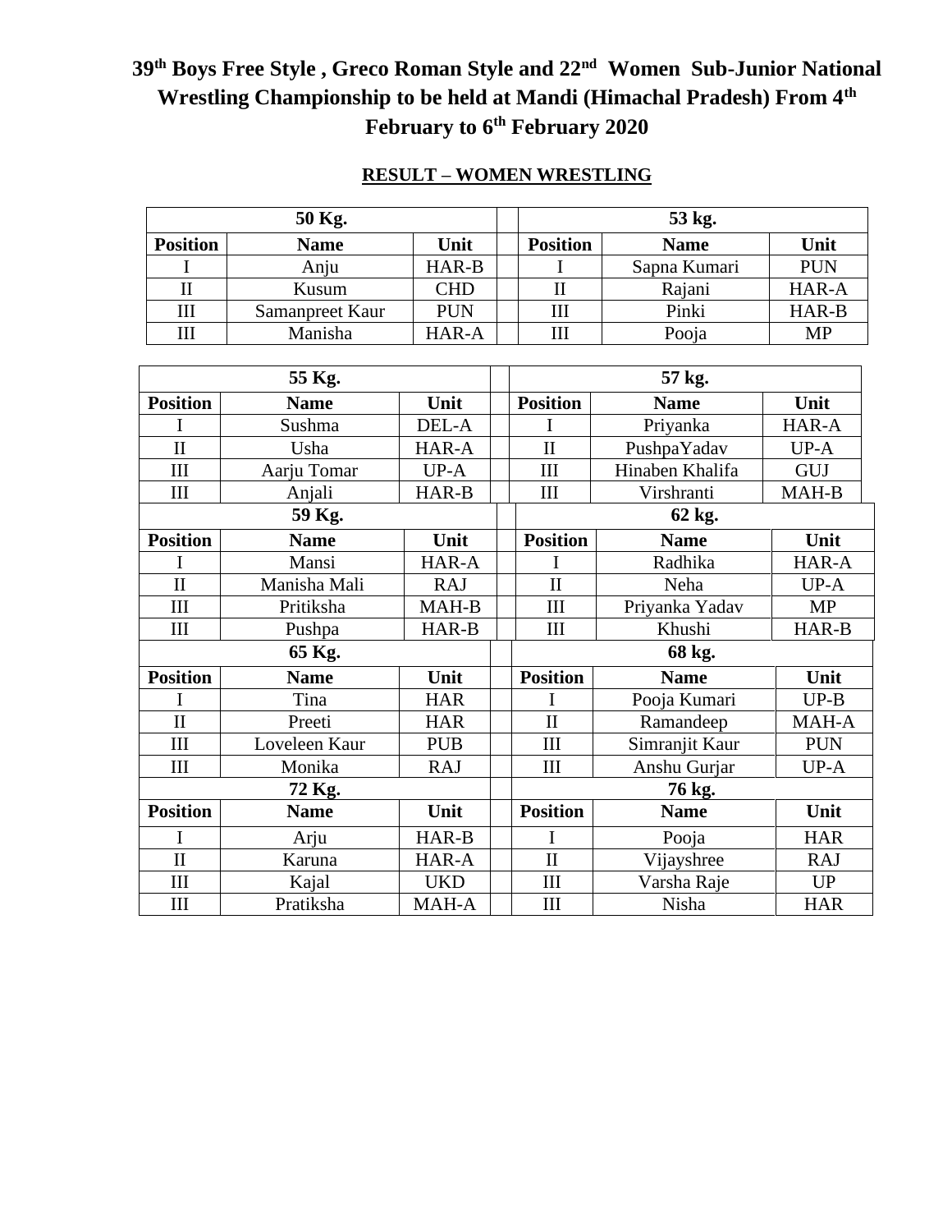# 39th Boys Free Style , Greco Roman Style and 22nd Women Sub-Junior National Wrestling Championship to be held at Mandi (Himachal Pradesh) From 4th February to 6th February 2020

## RESULT – WOMEN WRESTLING

| 50 Kg. | | | | 53 kg. | | |
|---|---|---|---|---|---|---|
| **Position** | **Name** | **Unit** | | **Position** | **Name** | **Unit** |
| I | Anju | HAR-B | | I | Sapna Kumari | PUN |
| II | Kusum | CHD | | II | Rajani | HAR-A |
| III | Samanpreet Kaur | PUN | | III | Pinki | HAR-B |
| III | Manisha | HAR-A | | III | Pooja | MP |

| 55 Kg. | | | | 57 kg. | | |
|---|---|---|---|---|---|---|
| **Position** | **Name** | **Unit** | | **Position** | **Name** | **Unit** |
| I | Sushma | DEL-A | | I | Priyanka | HAR-A |
| II | Usha | HAR-A | | II | PushpaYadav | UP-A |
| III | Aarju Tomar | UP-A | | III | Hinaben Khalifa | GUJ |
| III | Anjali | HAR-B | | III | Virshranti | MAH-B |
| **59 Kg.** | | | | **62 kg.** | | |
| **Position** | **Name** | **Unit** | | **Position** | **Name** | **Unit** |
| I | Mansi | HAR-A | | I | Radhika | HAR-A |
| II | Manisha Mali | RAJ | | II | Neha | UP-A |
| III | Pritiksha | MAH-B | | III | Priyanka Yadav | MP |
| III | Pushpa | HAR-B | | III | Khushi | HAR-B |
| **65 Kg.** | | | | **68 kg.** | | |
| **Position** | **Name** | **Unit** | | **Position** | **Name** | **Unit** |
| I | Tina | HAR | | I | Pooja Kumari | UP-B |
| II | Preeti | HAR | | II | Ramandeep | MAH-A |
| III | Loveleen Kaur | PUB | | III | Simranjit Kaur | PUN |
| III | Monika | RAJ | | III | Anshu Gurjar | UP-A |
| **72 Kg.** | | | | **76 kg.** | | |
| **Position** | **Name** | **Unit** | | **Position** | **Name** | **Unit** |
| I | Arju | HAR-B | | I | Pooja | HAR |
| II | Karuna | HAR-A | | II | Vijayshree | RAJ |
| III | Kajal | UKD | | III | Varsha Raje | UP |
| III | Pratiksha | MAH-A | | III | Nisha | HAR |